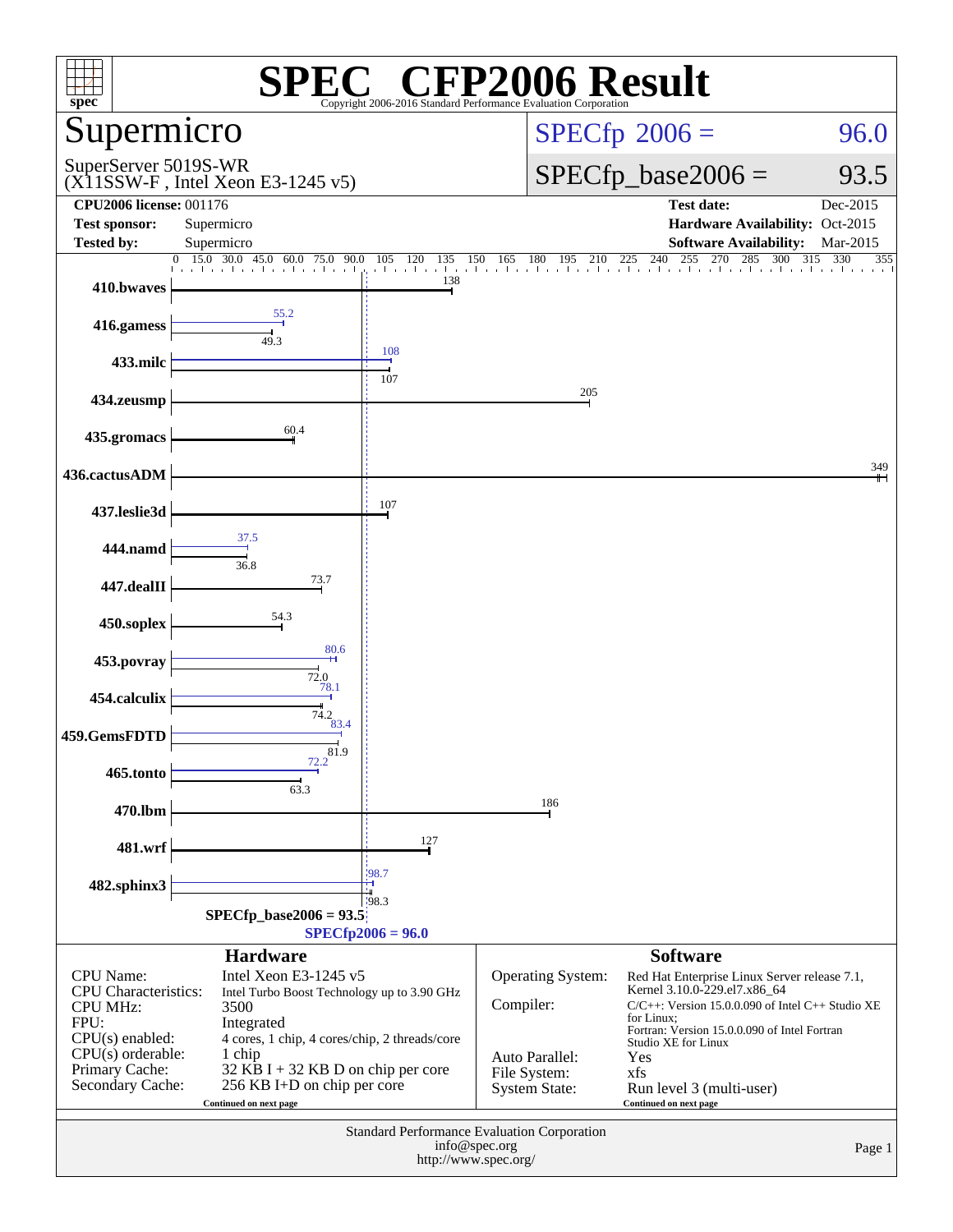# SPEC CFP2006 Result

Copyright 2006-2016 Standard Performance Evaluation Corporation

## Supermicro

SuperServer 5019S-WR
(X11SSW-F , Intel Xeon E3-1245 v5)

SPECfp 2006 = 96.0

SPECfp_base2006 = 93.5

| | | | |
|---|---|---|---|
| **CPU2006 license:** 001176 | | **Test date:** | Dec-2015 |
| **Test sponsor:** | Supermicro | **Hardware Availability:** | Oct-2015 |
| **Tested by:** | Supermicro | **Software Availability:** | Mar-2015 |

| Benchmark | Peak | Base |
|---|---|---|
| 410.bwaves | | 138 |
| 416.gamess | 55.2 | 49.3 |
| 433.milc | 108 | 107 |
| 434.zeusmp | | 205 |
| 435.gromacs | | 60.4 |
| 436.cactusADM | | 349 |
| 437.leslie3d | | 107 |
| 444.namd | 37.5 | 36.8 |
| 447.dealII | | 73.7 |
| 450.soplex | | 54.3 |
| 453.povray | 80.6 | 72.0 |
| 454.calculix | 78.1 | 74.2 |
| 459.GemsFDTD | 83.4 | 81.9 |
| 465.tonto | 72.2 | 63.3 |
| 470.lbm | | 186 |
| 481.wrf | | 127 |
| 482.sphinx3 | 98.7 | 98.3 |

SPECfp_base2006 = 93.5

SPECfp2006 = 96.0

### Hardware

| | |
|---|---|
| CPU Name: | Intel Xeon E3-1245 v5 |
| CPU Characteristics: | Intel Turbo Boost Technology up to 3.90 GHz |
| CPU MHz: | 3500 |
| FPU: | Integrated |
| CPU(s) enabled: | 4 cores, 1 chip, 4 cores/chip, 2 threads/core |
| CPU(s) orderable: | 1 chip |
| Primary Cache: | 32 KB I + 32 KB D on chip per core |
| Secondary Cache: | 256 KB I+D on chip per core |

Continued on next page

### Software

| | |
|---|---|
| Operating System: | Red Hat Enterprise Linux Server release 7.1, Kernel 3.10.0-229.el7.x86_64 |
| Compiler: | C/C++: Version 15.0.0.090 of Intel C++ Studio XE for Linux; Fortran: Version 15.0.0.090 of Intel Fortran Studio XE for Linux |
| Auto Parallel: | Yes |
| File System: | xfs |
| System State: | Run level 3 (multi-user) |

Continued on next page

Standard Performance Evaluation Corporation
info@spec.org
http://www.spec.org/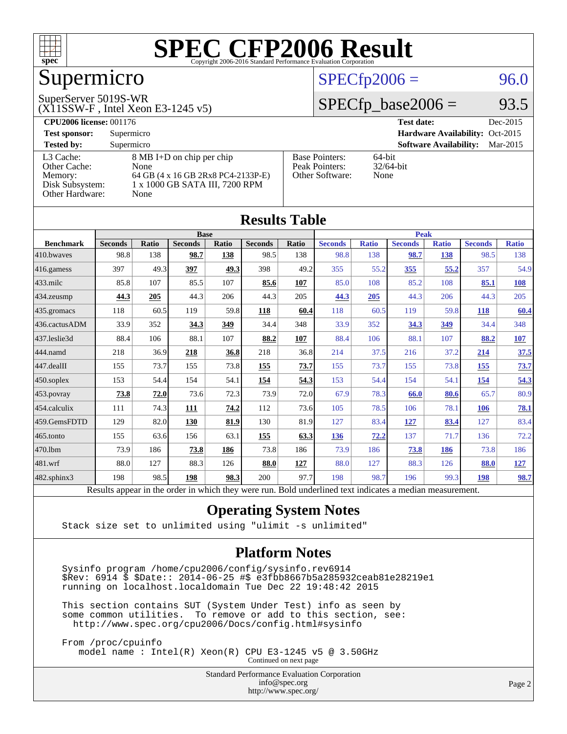# SPEC CFP2006 Result

Copyright 2006-2016 Standard Performance Evaluation Corporation

## Supermicro

SuperServer 5019S-WR
(X11SSW-F , Intel Xeon E3-1245 v5)

SPECfp2006 = 96.0

SPECfp_base2006 = 93.5

| | | | |
|---|---|---|---|
| **CPU2006 license:** 001176 | | **Test date:** | Dec-2015 |
| **Test sponsor:** | Supermicro | **Hardware Availability:** | Oct-2015 |
| **Tested by:** | Supermicro | **Software Availability:** | Mar-2015 |

| | |
|---|---|
| L3 Cache: | 8 MB I+D on chip per chip |
| Other Cache: | None |
| Memory: | 64 GB (4 x 16 GB 2Rx8 PC4-2133P-E) |
| Disk Subsystem: | 1 x 1000 GB SATA III, 7200 RPM |
| Other Hardware: | None |

| | |
|---|---|
| Base Pointers: | 64-bit |
| Peak Pointers: | 32/64-bit |
| Other Software: | None |

## Results Table

| Benchmark | Base | | | | | | Peak | | | | | |
|---|---|---|---|---|---|---|---|---|---|---|---|---|
| | Seconds | Ratio | Seconds | Ratio | Seconds | Ratio | Seconds | Ratio | Seconds | Ratio | Seconds | Ratio |
| 410.bwaves | 98.8 | 138 | **98.7** | **138** | 98.5 | 138 | 98.8 | 138 | **98.7** | **138** | 98.5 | 138 |
| 416.gamess | 397 | 49.3 | **397** | **49.3** | 398 | 49.2 | 355 | 55.2 | **355** | **55.2** | 357 | 54.9 |
| 433.milc | 85.8 | 107 | 85.5 | 107 | **85.6** | **107** | 85.0 | 108 | 85.2 | 108 | **85.1** | **108** |
| 434.zeusmp | **44.3** | **205** | 44.3 | 206 | 44.3 | 205 | **44.3** | **205** | 44.3 | 206 | 44.3 | 205 |
| 435.gromacs | 118 | 60.5 | 119 | 59.8 | **118** | **60.4** | 118 | 60.5 | 119 | 59.8 | **118** | **60.4** |
| 436.cactusADM | 33.9 | 352 | **34.3** | **349** | 34.4 | 348 | 33.9 | 352 | **34.3** | **349** | 34.4 | 348 |
| 437.leslie3d | 88.4 | 106 | 88.1 | 107 | **88.2** | **107** | 88.4 | 106 | 88.1 | 107 | **88.2** | **107** |
| 444.namd | 218 | 36.9 | **218** | **36.8** | 218 | 36.8 | 214 | 37.5 | 216 | 37.2 | **214** | **37.5** |
| 447.dealII | 155 | 73.7 | 155 | 73.8 | **155** | **73.7** | 155 | 73.7 | 155 | 73.8 | **155** | **73.7** |
| 450.soplex | 153 | 54.4 | 154 | 54.1 | **154** | **54.3** | 153 | 54.4 | 154 | 54.1 | **154** | **54.3** |
| 453.povray | **73.8** | **72.0** | 73.6 | 72.3 | 73.9 | 72.0 | 67.9 | 78.3 | **66.0** | **80.6** | 65.7 | 80.9 |
| 454.calculix | 111 | 74.3 | **111** | **74.2** | 112 | 73.6 | 105 | 78.5 | 106 | 78.1 | **106** | **78.1** |
| 459.GemsFDTD | 129 | 82.0 | **130** | **81.9** | 130 | 81.9 | 127 | 83.4 | **127** | **83.4** | 127 | 83.4 |
| 465.tonto | 155 | 63.6 | 156 | 63.1 | **155** | **63.3** | **136** | **72.2** | 137 | 71.7 | 136 | 72.2 |
| 470.lbm | 73.9 | 186 | **73.8** | **186** | 73.8 | 186 | 73.9 | 186 | **73.8** | **186** | 73.8 | 186 |
| 481.wrf | 88.0 | 127 | 88.3 | 126 | **88.0** | **127** | 88.0 | 127 | 88.3 | 126 | **88.0** | **127** |
| 482.sphinx3 | 198 | 98.5 | **198** | **98.3** | 200 | 97.7 | 198 | 98.7 | 196 | 99.3 | **198** | **98.7** |

Results appear in the order in which they were run. Bold underlined text indicates a median measurement.

## Operating System Notes

```
Stack size set to unlimited using "ulimit -s unlimited"
```

## Platform Notes

```
Sysinfo program /home/cpu2006/config/sysinfo.rev6914
$Rev: 6914 $ $Date:: 2014-06-25 #$ e3fbb8667b5a285932ceab81e28219e1
running on localhost.localdomain Tue Dec 22 19:48:42 2015

This section contains SUT (System Under Test) info as seen by
some common utilities.  To remove or add to this section, see:
  http://www.spec.org/cpu2006/Docs/config.html#sysinfo

From /proc/cpuinfo
   model name : Intel(R) Xeon(R) CPU E3-1245 v5 @ 3.50GHz
```

Continued on next page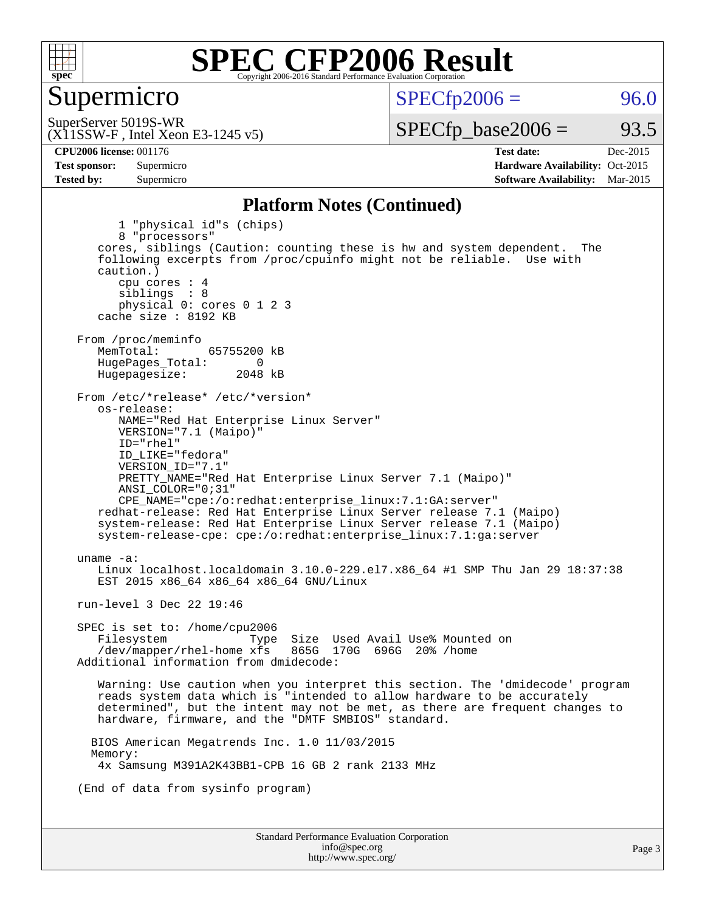# SPEC CFP2006 Result

Copyright 2006-2016 Standard Performance Evaluation Corporation

## Supermicro

SuperServer 5019S-WR
(X11SSW-F , Intel Xeon E3-1245 v5)

SPECfp2006 = 96.0

SPECfp_base2006 = 93.5

**CPU2006 license:** 001176
**Test sponsor:** Supermicro
**Tested by:** Supermicro

**Test date:** Dec-2015
**Hardware Availability:** Oct-2015
**Software Availability:** Mar-2015

### Platform Notes (Continued)

```
        1 "physical id"s (chips)
        8 "processors"
     cores, siblings (Caution: counting these is hw and system dependent.  The
     following excerpts from /proc/cpuinfo might not be reliable.  Use with
     caution.)
        cpu cores : 4
        siblings  : 8
        physical 0: cores 0 1 2 3
     cache size : 8192 KB

  From /proc/meminfo
     MemTotal:       65755200 kB
     HugePages_Total:       0
     Hugepagesize:       2048 kB

  From /etc/*release* /etc/*version*
     os-release:
        NAME="Red Hat Enterprise Linux Server"
        VERSION="7.1 (Maipo)"
        ID="rhel"
        ID_LIKE="fedora"
        VERSION_ID="7.1"
        PRETTY_NAME="Red Hat Enterprise Linux Server 7.1 (Maipo)"
        ANSI_COLOR="0;31"
        CPE_NAME="cpe:/o:redhat:enterprise_linux:7.1:GA:server"
     redhat-release: Red Hat Enterprise Linux Server release 7.1 (Maipo)
     system-release: Red Hat Enterprise Linux Server release 7.1 (Maipo)
     system-release-cpe: cpe:/o:redhat:enterprise_linux:7.1:ga:server

  uname -a:
     Linux localhost.localdomain 3.10.0-229.el7.x86_64 #1 SMP Thu Jan 29 18:37:38
     EST 2015 x86_64 x86_64 x86_64 GNU/Linux

  run-level 3 Dec 22 19:46

  SPEC is set to: /home/cpu2006
     Filesystem             Type  Size  Used Avail Use% Mounted on
     /dev/mapper/rhel-home xfs    865G  170G  696G  20% /home
  Additional information from dmidecode:

     Warning: Use caution when you interpret this section. The 'dmidecode' program
     reads system data which is "intended to allow hardware to be accurately
     determined", but the intent may not be met, as there are frequent changes to
     hardware, firmware, and the "DMTF SMBIOS" standard.

    BIOS American Megatrends Inc. 1.0 11/03/2015
    Memory:
     4x Samsung M391A2K43BB1-CPB 16 GB 2 rank 2133 MHz

  (End of data from sysinfo program)
```

Standard Performance Evaluation Corporation
info@spec.org
http://www.spec.org/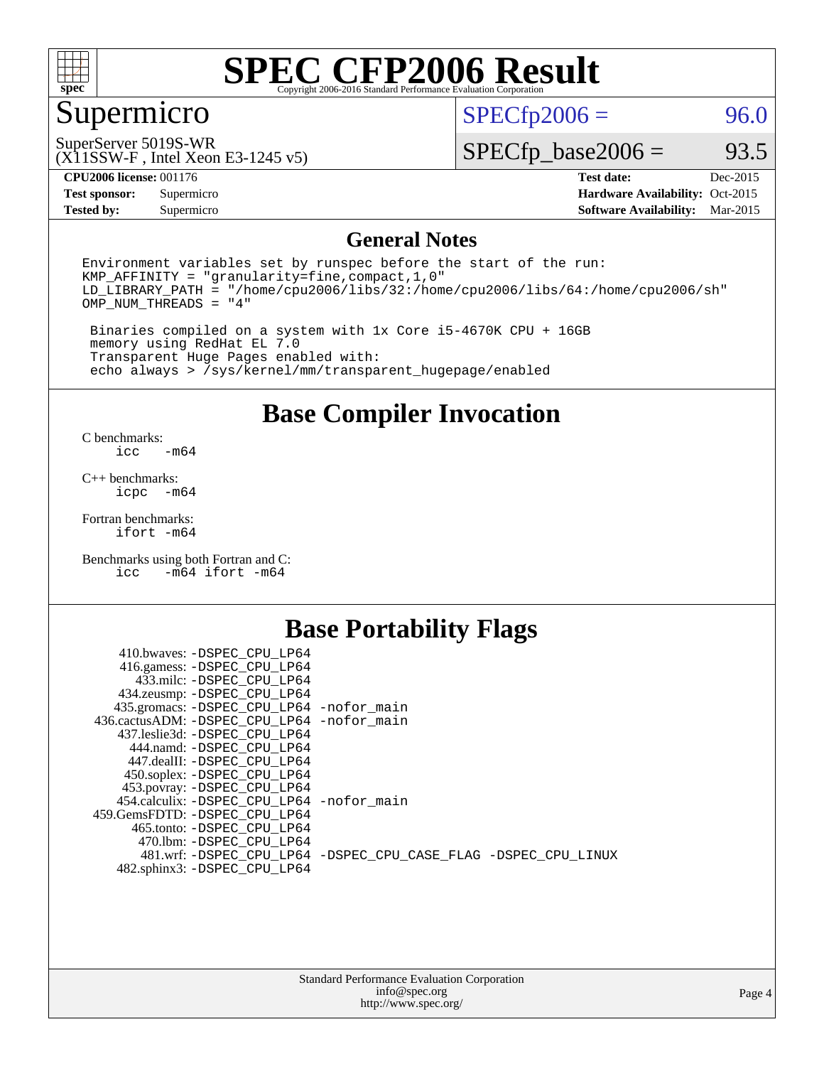# SPEC CFP2006 Result

Copyright 2006-2016 Standard Performance Evaluation Corporation

## Supermicro

SuperServer 5019S-WR
(X11SSW-F , Intel Xeon E3-1245 v5)

SPECfp2006 = 96.0

SPECfp_base2006 = 93.5

| | | | |
|---|---|---|---|
| **CPU2006 license:** | 001176 | **Test date:** | Dec-2015 |
| **Test sponsor:** | Supermicro | **Hardware Availability:** | Oct-2015 |
| **Tested by:** | Supermicro | **Software Availability:** | Mar-2015 |

## General Notes

```
Environment variables set by runspec before the start of the run:
KMP_AFFINITY = "granularity=fine,compact,1,0"
LD_LIBRARY_PATH = "/home/cpu2006/libs/32:/home/cpu2006/libs/64:/home/cpu2006/sh"
OMP_NUM_THREADS = "4"

 Binaries compiled on a system with 1x Core i5-4670K CPU + 16GB
 memory using RedHat EL 7.0
 Transparent Huge Pages enabled with:
 echo always > /sys/kernel/mm/transparent_hugepage/enabled
```

## Base Compiler Invocation

C benchmarks:
```
icc   -m64
```

C++ benchmarks:
```
icpc  -m64
```

Fortran benchmarks:
```
ifort -m64
```

Benchmarks using both Fortran and C:
```
icc   -m64 ifort -m64
```

## Base Portability Flags

```
     410.bwaves: -DSPEC_CPU_LP64
    416.gamess: -DSPEC_CPU_LP64
      433.milc: -DSPEC_CPU_LP64
   434.zeusmp: -DSPEC_CPU_LP64
  435.gromacs: -DSPEC_CPU_LP64 -nofor_main
436.cactusADM: -DSPEC_CPU_LP64 -nofor_main
  437.leslie3d: -DSPEC_CPU_LP64
     444.namd: -DSPEC_CPU_LP64
    447.dealII: -DSPEC_CPU_LP64
    450.soplex: -DSPEC_CPU_LP64
    453.povray: -DSPEC_CPU_LP64
  454.calculix: -DSPEC_CPU_LP64 -nofor_main
 459.GemsFDTD: -DSPEC_CPU_LP64
     465.tonto: -DSPEC_CPU_LP64
       470.lbm: -DSPEC_CPU_LP64
       481.wrf: -DSPEC_CPU_LP64 -DSPEC_CPU_CASE_FLAG -DSPEC_CPU_LINUX
   482.sphinx3: -DSPEC_CPU_LP64
```

Standard Performance Evaluation Corporation
info@spec.org
http://www.spec.org/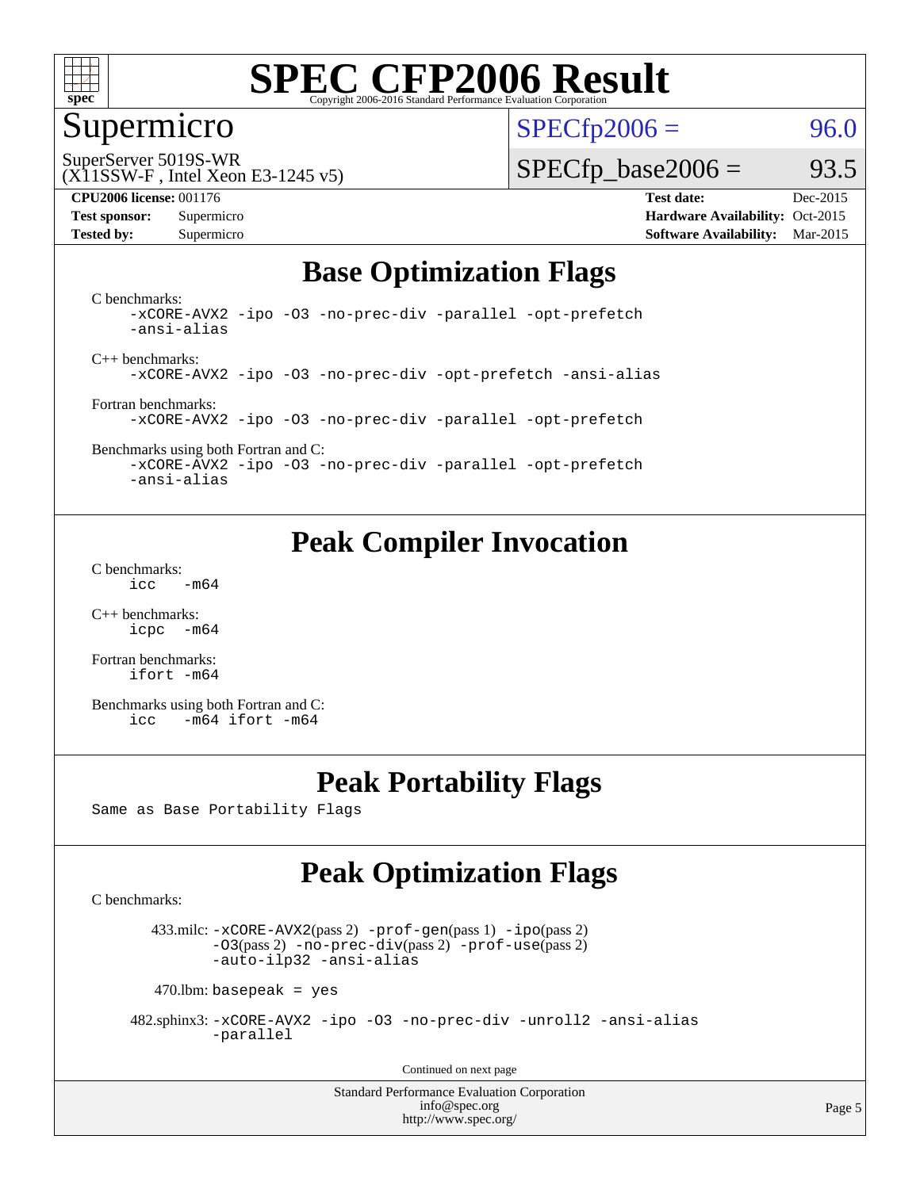# SPEC CFP2006 Result

Copyright 2006-2016 Standard Performance Evaluation Corporation

## Supermicro

SuperServer 5019S-WR
(X11SSW-F , Intel Xeon E3-1245 v5)

SPECfp2006 = 96.0

SPECfp_base2006 = 93.5

| | | | |
|---|---|---|---|
| **CPU2006 license:** 001176 | | **Test date:** | Dec-2015 |
| **Test sponsor:** | Supermicro | **Hardware Availability:** | Oct-2015 |
| **Tested by:** | Supermicro | **Software Availability:** | Mar-2015 |

## Base Optimization Flags

C benchmarks:
```
-xCORE-AVX2 -ipo -O3 -no-prec-div -parallel -opt-prefetch
-ansi-alias
```

C++ benchmarks:
```
-xCORE-AVX2 -ipo -O3 -no-prec-div -opt-prefetch -ansi-alias
```

Fortran benchmarks:
```
-xCORE-AVX2 -ipo -O3 -no-prec-div -parallel -opt-prefetch
```

Benchmarks using both Fortran and C:
```
-xCORE-AVX2 -ipo -O3 -no-prec-div -parallel -opt-prefetch
-ansi-alias
```

## Peak Compiler Invocation

C benchmarks:
```
icc   -m64
```

C++ benchmarks:
```
icpc  -m64
```

Fortran benchmarks:
```
ifort -m64
```

Benchmarks using both Fortran and C:
```
icc   -m64 ifort -m64
```

## Peak Portability Flags

Same as Base Portability Flags

## Peak Optimization Flags

C benchmarks:

433.milc: -xCORE-AVX2(pass 2) -prof-gen(pass 1) -ipo(pass 2) -O3(pass 2) -no-prec-div(pass 2) -prof-use(pass 2) -auto-ilp32 -ansi-alias

470.lbm: basepeak = yes

482.sphinx3: -xCORE-AVX2 -ipo -O3 -no-prec-div -unroll2 -ansi-alias -parallel

Continued on next page

Standard Performance Evaluation Corporation
info@spec.org
http://www.spec.org/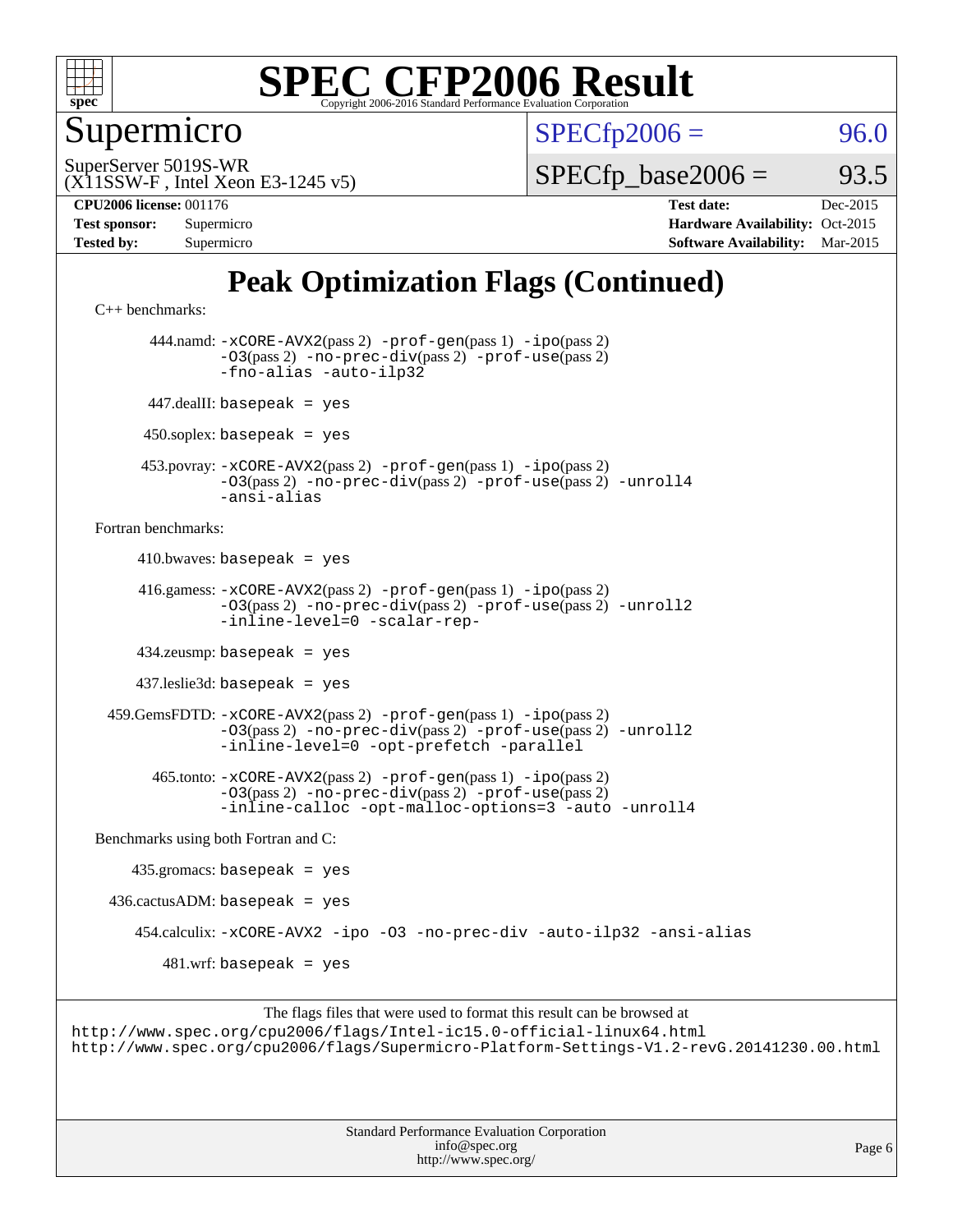# SPEC CFP2006 Result

Copyright 2006-2016 Standard Performance Evaluation Corporation

## Supermicro

SuperServer 5019S-WR
(X11SSW-F , Intel Xeon E3-1245 v5)

SPECfp2006 = 96.0

SPECfp_base2006 = 93.5

**CPU2006 license:** 001176
**Test sponsor:** Supermicro
**Tested by:** Supermicro

**Test date:** Dec-2015
**Hardware Availability:** Oct-2015
**Software Availability:** Mar-2015

## Peak Optimization Flags (Continued)

C++ benchmarks:

444.namd: `-xCORE-AVX2`(pass 2) `-prof-gen`(pass 1) `-ipo`(pass 2) `-O3`(pass 2) `-no-prec-div`(pass 2) `-prof-use`(pass 2) `-fno-alias -auto-ilp32`

447.dealII: `basepeak = yes`

450.soplex: `basepeak = yes`

453.povray: `-xCORE-AVX2`(pass 2) `-prof-gen`(pass 1) `-ipo`(pass 2) `-O3`(pass 2) `-no-prec-div`(pass 2) `-prof-use`(pass 2) `-unroll4 -ansi-alias`

Fortran benchmarks:

410.bwaves: `basepeak = yes`

416.gamess: `-xCORE-AVX2`(pass 2) `-prof-gen`(pass 1) `-ipo`(pass 2) `-O3`(pass 2) `-no-prec-div`(pass 2) `-prof-use`(pass 2) `-unroll2 -inline-level=0 -scalar-rep-`

434.zeusmp: `basepeak = yes`

437.leslie3d: `basepeak = yes`

459.GemsFDTD: `-xCORE-AVX2`(pass 2) `-prof-gen`(pass 1) `-ipo`(pass 2) `-O3`(pass 2) `-no-prec-div`(pass 2) `-prof-use`(pass 2) `-unroll2 -inline-level=0 -opt-prefetch -parallel`

465.tonto: `-xCORE-AVX2`(pass 2) `-prof-gen`(pass 1) `-ipo`(pass 2) `-O3`(pass 2) `-no-prec-div`(pass 2) `-prof-use`(pass 2) `-inline-calloc -opt-malloc-options=3 -auto -unroll4`

Benchmarks using both Fortran and C:

435.gromacs: `basepeak = yes`

436.cactusADM: `basepeak = yes`

454.calculix: `-xCORE-AVX2 -ipo -O3 -no-prec-div -auto-ilp32 -ansi-alias`

481.wrf: `basepeak = yes`

The flags files that were used to format this result can be browsed at
http://www.spec.org/cpu2006/flags/Intel-ic15.0-official-linux64.html
http://www.spec.org/cpu2006/flags/Supermicro-Platform-Settings-V1.2-revG.20141230.00.html

Standard Performance Evaluation Corporation
info@spec.org
http://www.spec.org/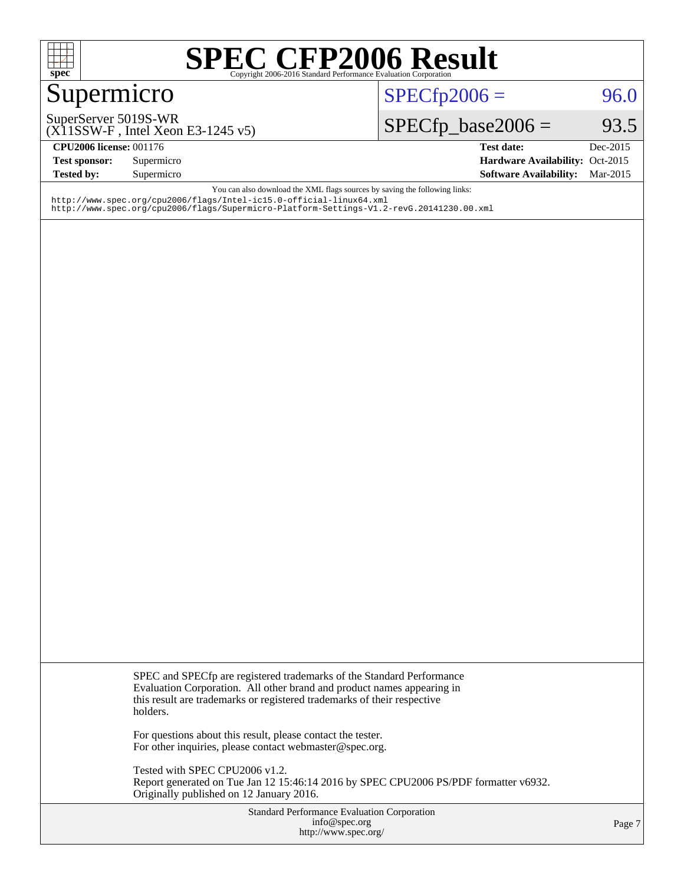# SPEC CFP2006 Result

Copyright 2006-2016 Standard Performance Evaluation Corporation

## Supermicro

SuperServer 5019S-WR
(X11SSW-F , Intel Xeon E3-1245 v5)

SPECfp2006 = 96.0

SPECfp_base2006 = 93.5

| | | | |
|---|---|---|---|
| **CPU2006 license:** 001176 | | **Test date:** | Dec-2015 |
| **Test sponsor:** | Supermicro | **Hardware Availability:** | Oct-2015 |
| **Tested by:** | Supermicro | **Software Availability:** | Mar-2015 |

You can also download the XML flags sources by saving the following links:

```
http://www.spec.org/cpu2006/flags/Intel-ic15.0-official-linux64.xml
http://www.spec.org/cpu2006/flags/Supermicro-Platform-Settings-V1.2-revG.20141230.00.xml
```

SPEC and SPECfp are registered trademarks of the Standard Performance Evaluation Corporation. All other brand and product names appearing in this result are trademarks or registered trademarks of their respective holders.

For questions about this result, please contact the tester.
For other inquiries, please contact webmaster@spec.org.

Tested with SPEC CPU2006 v1.2.
Report generated on Tue Jan 12 15:46:14 2016 by SPEC CPU2006 PS/PDF formatter v6932.
Originally published on 12 January 2016.

Standard Performance Evaluation Corporation
info@spec.org
http://www.spec.org/